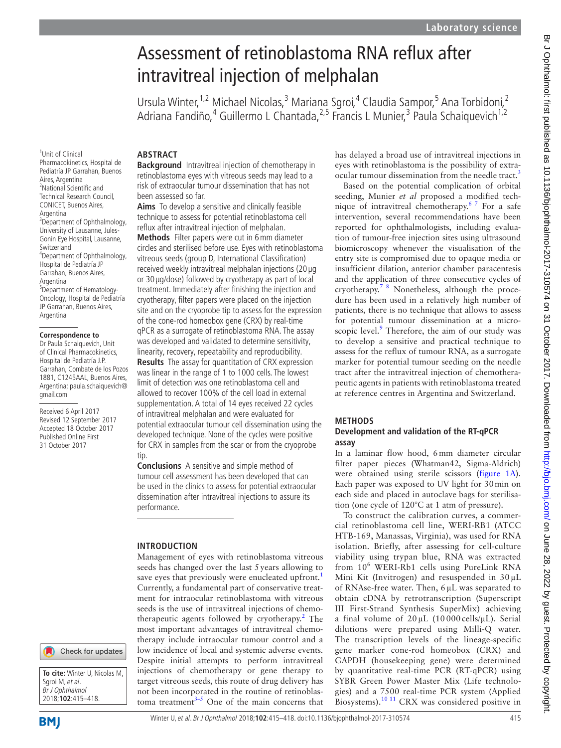# Assessment of retinoblastoma RNA reflux after intravitreal injection of melphalan

Ursula Winter,[1,2] Michael Nicolas,[3] Mariana Sgroi,[4] Claudia Sampor,[5] Ana Torbidoni,[2] Adriana Fandiño,[4] Guillermo L Chantada,[2,5] Francis L Munier,[3] Paula Schaiquevich[1,2]

[1]Unit of Clinical Pharmacokinetics, Hospital de Pediatría JP Garrahan, Buenos Aires, Argentina
[2]National Scientific and Technical Research Council, CONICET, Buenos Aires, Argentina
[3]Department of Ophthalmology, University of Lausanne, Jules-Gonin Eye Hospital, Lausanne, Switzerland
[4]Department of Ophthalmology, Hospital de Pediatría JP Garrahan, Buenos Aires, Argentina
[5]Department of Hematology-Oncology, Hospital de Pediatría JP Garrahan, Buenos Aires, Argentina

**Correspondence to**
Dr Paula Schaiquevich, Unit of Clinical Pharmacokinetics, Hospital de Pediatría J.P. Garrahan, Combate de los Pozos 1881, C1245AAL, Buenos Aires, Argentina; paula.schaiquevich@gmail.com

Received 6 April 2017
Revised 12 September 2017
Accepted 18 October 2017
Published Online First 31 October 2017

**To cite:** Winter U, Nicolas M, Sgroi M, *et al*. *Br J Ophthalmol* 2018;**102**:415–418.

## ABSTRACT

**Background** Intravitreal injection of chemotherapy in retinoblastoma eyes with vitreous seeds may lead to a risk of extraocular tumour dissemination that has not been assessed so far.

**Aims** To develop a sensitive and clinically feasible technique to assess for potential retinoblastoma cell reflux after intravitreal injection of melphalan.

**Methods** Filter papers were cut in 6 mm diameter circles and sterilised before use. Eyes with retinoblastoma vitreous seeds (group D, International Classification) received weekly intravitreal melphalan injections (20 µg or 30 µg/dose) followed by cryotherapy as part of local treatment. Immediately after finishing the injection and cryotherapy, filter papers were placed on the injection site and on the cryoprobe tip to assess for the expression of the cone-rod homeobox gene (CRX) by real-time qPCR as a surrogate of retinoblastoma RNA. The assay was developed and validated to determine sensitivity, linearity, recovery, repeatability and reproducibility.

**Results** The assay for quantitation of CRX expression was linear in the range of 1 to 1000 cells. The lowest limit of detection was one retinoblastoma cell and allowed to recover 100% of the cell load in external supplementation. A total of 14 eyes received 22 cycles of intravitreal melphalan and were evaluated for potential extraocular tumour cell dissemination using the developed technique. None of the cycles were positive for CRX in samples from the scar or from the cryoprobe tip.

**Conclusions** A sensitive and simple method of tumour cell assessment has been developed that can be used in the clinics to assess for potential extraocular dissemination after intravitreal injections to assure its performance.

## INTRODUCTION

Management of eyes with retinoblastoma vitreous seeds has changed over the last 5 years allowing to save eyes that previously were enucleated upfront.[1] Currently, a fundamental part of conservative treatment for intraocular retinoblastoma with vitreous seeds is the use of intravitreal injections of chemotherapeutic agents followed by cryotherapy.[2] The most important advantages of intravitreal chemotherapy include intraocular tumour control and a low incidence of local and systemic adverse events. Despite initial attempts to perform intravitreal injections of chemotherapy or gene therapy to target vitreous seeds, this route of drug delivery has not been incorporated in the routine of retinoblastoma treatment[3–5] One of the main concerns that has delayed a broad use of intravitreal injections in eyes with retinoblastoma is the possibility of extraocular tumour dissemination from the needle tract.[3]

Based on the potential complication of orbital seeding, Munier *et al* proposed a modified technique of intravitreal chemotherapy.[6 7] For a safe intervention, several recommendations have been reported for ophthalmologists, including evaluation of tumour-free injection sites using ultrasound biomicroscopy whenever the visualisation of the entry site is compromised due to opaque media or insufficient dilation, anterior chamber paracentesis and the application of three consecutive cycles of cryotherapy.[7 8] Nonetheless, although the procedure has been used in a relatively high number of patients, there is no technique that allows to assess for potential tumour dissemination at a microscopic level.[9] Therefore, the aim of our study was to develop a sensitive and practical technique to assess for the reflux of tumour RNA, as a surrogate marker for potential tumour seeding on the needle tract after the intravitreal injection of chemotherapeutic agents in patients with retinoblastoma treated at reference centres in Argentina and Switzerland.

## METHODS

### Development and validation of the RT-qPCR assay

In a laminar flow hood, 6 mm diameter circular filter paper pieces (Whatman42, Sigma-Aldrich) were obtained using sterile scissors (figure 1A). Each paper was exposed to UV light for 30 min on each side and placed in autoclave bags for sterilisation (one cycle of 120°C at 1 atm of pressure).

To construct the calibration curves, a commercial retinoblastoma cell line, WERI-RB1 (ATCC HTB-169, Manassas, Virginia), was used for RNA isolation. Briefly, after assessing for cell-culture viability using trypan blue, RNA was extracted from $10^6$ WERI-Rb1 cells using PureLink RNA Mini Kit (Invitrogen) and resuspended in 30 µL of RNAse-free water. Then, 6 µL was separated to obtain cDNA by retrotranscription (Superscript III First-Strand Synthesis SuperMix) achieving a final volume of 20 µL (10 000 cells/µL). Serial dilutions were prepared using Milli-Q water. The transcription levels of the lineage-specific gene marker cone-rod homeobox (CRX) and GAPDH (housekeeping gene) were determined by quantitative real-time PCR (RT-qPCR) using SYBR Green Power Master Mix (Life technologies) and a 7500 real-time PCR system (Applied Biosystems).[10 11] CRX was considered positive in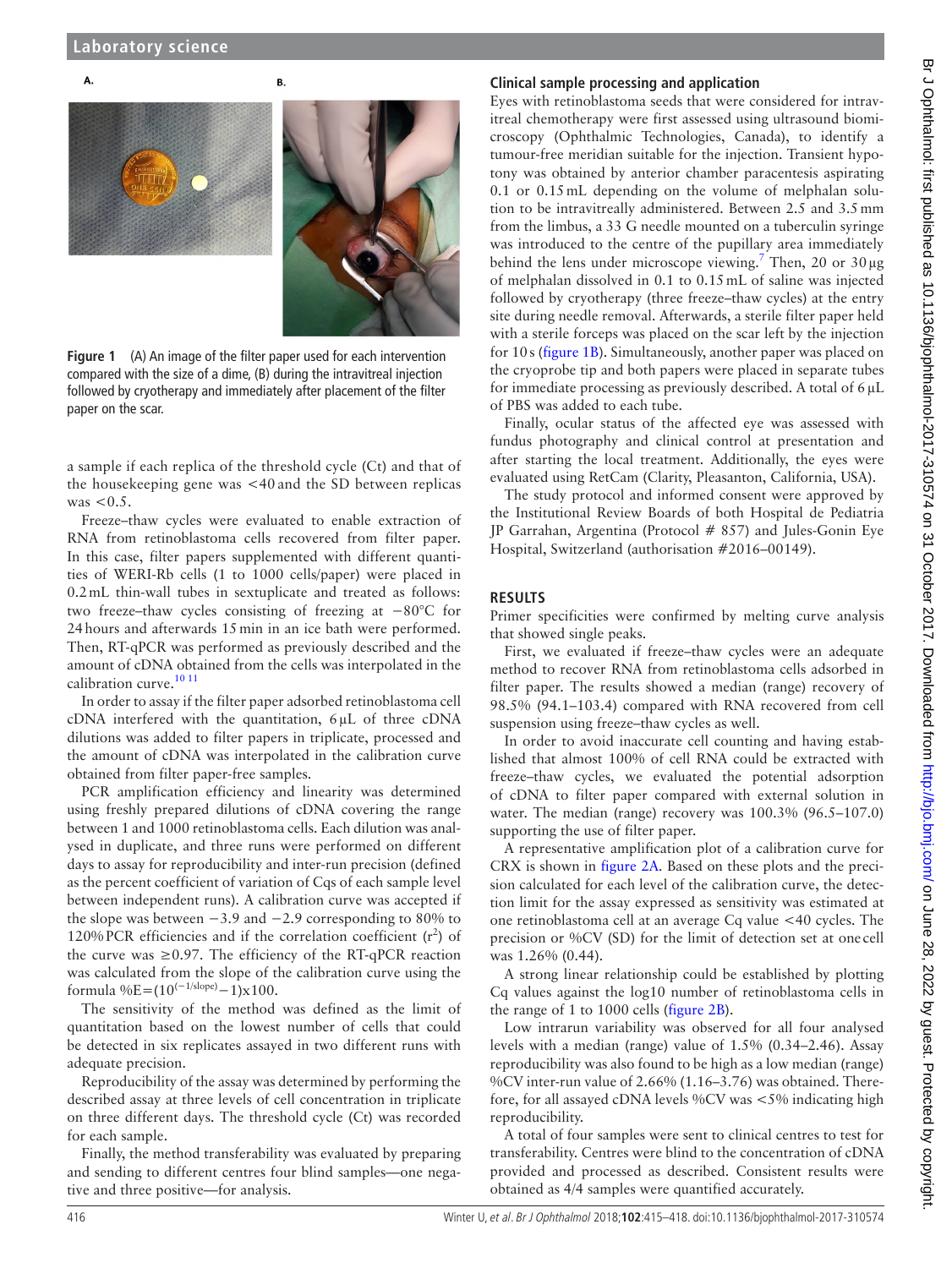Figure 1 (A) An image of the filter paper used for each intervention compared with the size of a dime, (B) during the intravitreal injection followed by cryotherapy and immediately after placement of the filter paper on the scar.

a sample if each replica of the threshold cycle (Ct) and that of the housekeeping gene was <40 and the SD between replicas was <0.5.

Freeze–thaw cycles were evaluated to enable extraction of RNA from retinoblastoma cells recovered from filter paper. In this case, filter papers supplemented with different quantities of WERI-Rb cells (1 to 1000 cells/paper) were placed in 0.2 mL thin-wall tubes in sextuplicate and treated as follows: two freeze–thaw cycles consisting of freezing at −80°C for 24 hours and afterwards 15 min in an ice bath were performed. Then, RT-qPCR was performed as previously described and the amount of cDNA obtained from the cells was interpolated in the calibration curve.[10 11]

In order to assay if the filter paper adsorbed retinoblastoma cell cDNA interfered with the quantitation, 6 µL of three cDNA dilutions was added to filter papers in triplicate, processed and the amount of cDNA was interpolated in the calibration curve obtained from filter paper-free samples.

PCR amplification efficiency and linearity was determined using freshly prepared dilutions of cDNA covering the range between 1 and 1000 retinoblastoma cells. Each dilution was analysed in duplicate, and three runs were performed on different days to assay for reproducibility and inter-run precision (defined as the percent coefficient of variation of Cqs of each sample level between independent runs). A calibration curve was accepted if the slope was between −3.9 and −2.9 corresponding to 80% to 120% PCR efficiencies and if the correlation coefficient ($r^2$) of the curve was ≥0.97. The efficiency of the RT-qPCR reaction was calculated from the slope of the calibration curve using the formula $\%E=(10^{(-1/\text{slope})}-1)\times 100$.

The sensitivity of the method was defined as the limit of quantitation based on the lowest number of cells that could be detected in six replicates assayed in two different runs with adequate precision.

Reproducibility of the assay was determined by performing the described assay at three levels of cell concentration in triplicate on three different days. The threshold cycle (Ct) was recorded for each sample.

Finally, the method transferability was evaluated by preparing and sending to different centres four blind samples—one negative and three positive—for analysis.

### Clinical sample processing and application

Eyes with retinoblastoma seeds that were considered for intravitreal chemotherapy were first assessed using ultrasound biomicroscopy (Ophthalmic Technologies, Canada), to identify a tumour-free meridian suitable for the injection. Transient hypotony was obtained by anterior chamber paracentesis aspirating 0.1 or 0.15 mL depending on the volume of melphalan solution to be intravitreally administered. Between 2.5 and 3.5 mm from the limbus, a 33 G needle mounted on a tuberculin syringe was introduced to the centre of the pupillary area immediately behind the lens under microscope viewing.[7] Then, 20 or 30 µg of melphalan dissolved in 0.1 to 0.15 mL of saline was injected followed by cryotherapy (three freeze–thaw cycles) at the entry site during needle removal. Afterwards, a sterile filter paper held with a sterile forceps was placed on the scar left by the injection for 10 s (figure 1B). Simultaneously, another paper was placed on the cryoprobe tip and both papers were placed in separate tubes for immediate processing as previously described. A total of 6 µL of PBS was added to each tube.

Finally, ocular status of the affected eye was assessed with fundus photography and clinical control at presentation and after starting the local treatment. Additionally, the eyes were evaluated using RetCam (Clarity, Pleasanton, California, USA).

The study protocol and informed consent were approved by the Institutional Review Boards of both Hospital de Pediatria JP Garrahan, Argentina (Protocol # 857) and Jules-Gonin Eye Hospital, Switzerland (authorisation #2016–00149).

## RESULTS

Primer specificities were confirmed by melting curve analysis that showed single peaks.

First, we evaluated if freeze–thaw cycles were an adequate method to recover RNA from retinoblastoma cells adsorbed in filter paper. The results showed a median (range) recovery of 98.5% (94.1–103.4) compared with RNA recovered from cell suspension using freeze–thaw cycles as well.

In order to avoid inaccurate cell counting and having established that almost 100% of cell RNA could be extracted with freeze–thaw cycles, we evaluated the potential adsorption of cDNA to filter paper compared with external solution in water. The median (range) recovery was 100.3% (96.5–107.0) supporting the use of filter paper.

A representative amplification plot of a calibration curve for CRX is shown in figure 2A. Based on these plots and the precision calculated for each level of the calibration curve, the detection limit for the assay expressed as sensitivity was estimated at one retinoblastoma cell at an average Cq value <40 cycles. The precision or %CV (SD) for the limit of detection set at one cell was 1.26% (0.44).

A strong linear relationship could be established by plotting Cq values against the log10 number of retinoblastoma cells in the range of 1 to 1000 cells (figure 2B).

Low intrarun variability was observed for all four analysed levels with a median (range) value of 1.5% (0.34–2.46). Assay reproducibility was also found to be high as a low median (range) %CV inter-run value of 2.66% (1.16–3.76) was obtained. Therefore, for all assayed cDNA levels %CV was <5% indicating high reproducibility.

A total of four samples were sent to clinical centres to test for transferability. Centres were blind to the concentration of cDNA provided and processed as described. Consistent results were obtained as 4/4 samples were quantified accurately.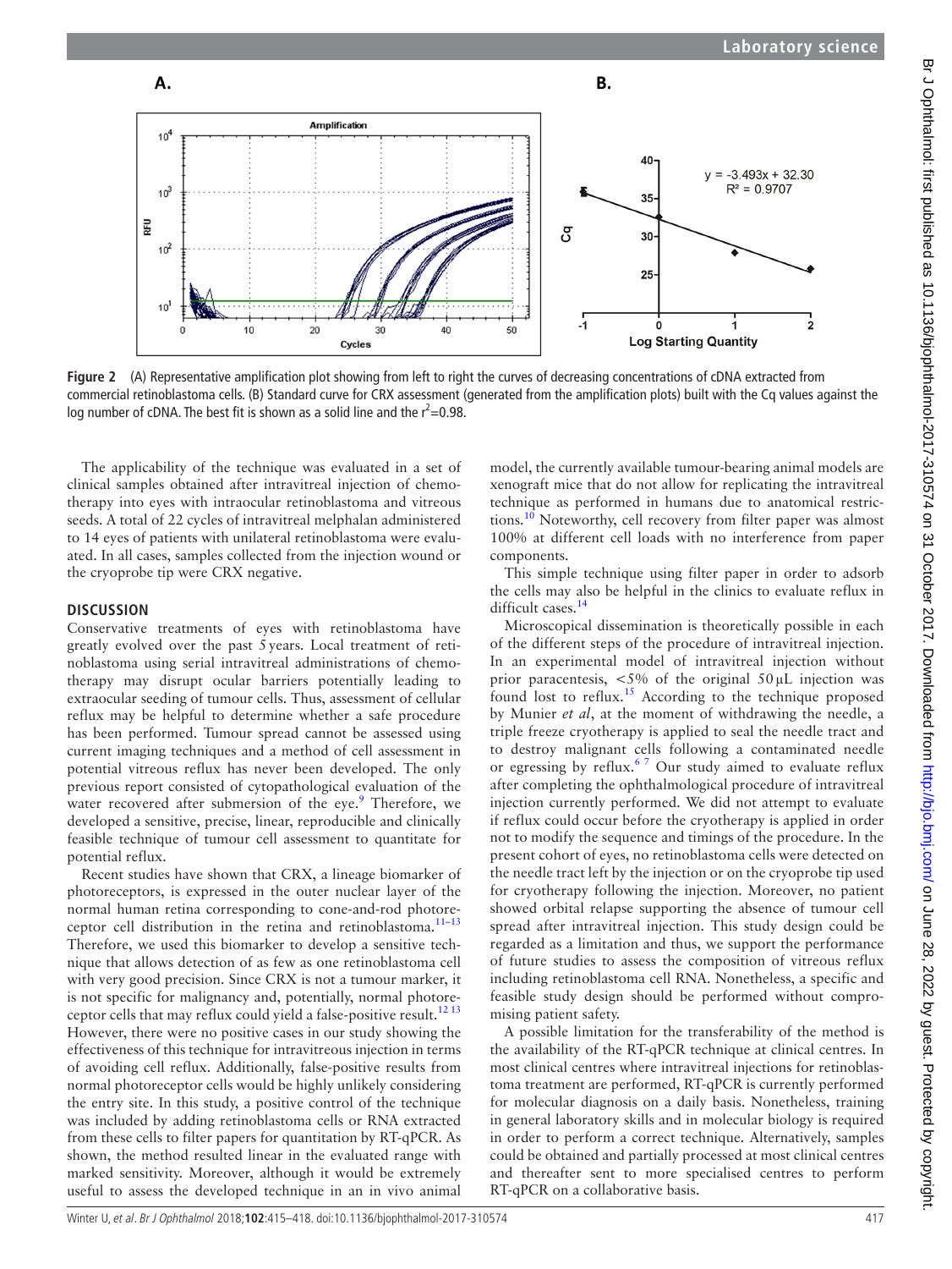A.

Amplification

RFU

Cycles

B.

$y = -3.493x + 32.30$
$R^2 = 0.9707$

Cq

Log Starting Quantity

**Figure 2** (A) Representative amplification plot showing from left to right the curves of decreasing concentrations of cDNA extracted from commercial retinoblastoma cells. (B) Standard curve for CRX assessment (generated from the amplification plots) built with the Cq values against the log number of cDNA. The best fit is shown as a solid line and the $r^2$=0.98.

The applicability of the technique was evaluated in a set of clinical samples obtained after intravitreal injection of chemotherapy into eyes with intraocular retinoblastoma and vitreous seeds. A total of 22 cycles of intravitreal melphalan administered to 14 eyes of patients with unilateral retinoblastoma were evaluated. In all cases, samples collected from the injection wound or the cryoprobe tip were CRX negative.

## DISCUSSION

Conservative treatments of eyes with retinoblastoma have greatly evolved over the past 5 years. Local treatment of retinoblastoma using serial intravitreal administrations of chemotherapy may disrupt ocular barriers potentially leading to extraocular seeding of tumour cells. Thus, assessment of cellular reflux may be helpful to determine whether a safe procedure has been performed. Tumour spread cannot be assessed using current imaging techniques and a method of cell assessment in potential vitreous reflux has never been developed. The only previous report consisted of cytopathological evaluation of the water recovered after submersion of the eye.[9] Therefore, we developed a sensitive, precise, linear, reproducible and clinically feasible technique of tumour cell assessment to quantitate for potential reflux.

Recent studies have shown that CRX, a lineage biomarker of photoreceptors, is expressed in the outer nuclear layer of the normal human retina corresponding to cone-and-rod photoreceptor cell distribution in the retina and retinoblastoma.[11–13] Therefore, we used this biomarker to develop a sensitive technique that allows detection of as few as one retinoblastoma cell with very good precision. Since CRX is not a tumour marker, it is not specific for malignancy and, potentially, normal photoreceptor cells that may reflux could yield a false-positive result.[12 13] However, there were no positive cases in our study showing the effectiveness of this technique for intravitreous injection in terms of avoiding cell reflux. Additionally, false-positive results from normal photoreceptor cells would be highly unlikely considering the entry site. In this study, a positive control of the technique was included by adding retinoblastoma cells or RNA extracted from these cells to filter papers for quantitation by RT-qPCR. As shown, the method resulted linear in the evaluated range with marked sensitivity. Moreover, although it would be extremely useful to assess the developed technique in an in vivo animal model, the currently available tumour-bearing animal models are xenograft mice that do not allow for replicating the intravitreal technique as performed in humans due to anatomical restrictions.[10] Noteworthy, cell recovery from filter paper was almost 100% at different cell loads with no interference from paper components.

This simple technique using filter paper in order to adsorb the cells may also be helpful in the clinics to evaluate reflux in difficult cases.[14]

Microscopical dissemination is theoretically possible in each of the different steps of the procedure of intravitreal injection. In an experimental model of intravitreal injection without prior paracentesis, <5% of the original 50 µL injection was found lost to reflux.[15] According to the technique proposed by Munier *et al*, at the moment of withdrawing the needle, a triple freeze cryotherapy is applied to seal the needle tract and to destroy malignant cells following a contaminated needle or egressing by reflux.[6 7] Our study aimed to evaluate reflux after completing the ophthalmological procedure of intravitreal injection currently performed. We did not attempt to evaluate if reflux could occur before the cryotherapy is applied in order not to modify the sequence and timings of the procedure. In the present cohort of eyes, no retinoblastoma cells were detected on the needle tract left by the injection or on the cryoprobe tip used for cryotherapy following the injection. Moreover, no patient showed orbital relapse supporting the absence of tumour cell spread after intravitreal injection. This study design could be regarded as a limitation and thus, we support the performance of future studies to assess the composition of vitreous reflux including retinoblastoma cell RNA. Nonetheless, a specific and feasible study design should be performed without compromising patient safety.

A possible limitation for the transferability of the method is the availability of the RT-qPCR technique at clinical centres. In most clinical centres where intravitreal injections for retinoblastoma treatment are performed, RT-qPCR is currently performed for molecular diagnosis on a daily basis. Nonetheless, training in general laboratory skills and in molecular biology is required in order to perform a correct technique. Alternatively, samples could be obtained and partially processed at most clinical centres and thereafter sent to more specialised centres to perform RT-qPCR on a collaborative basis.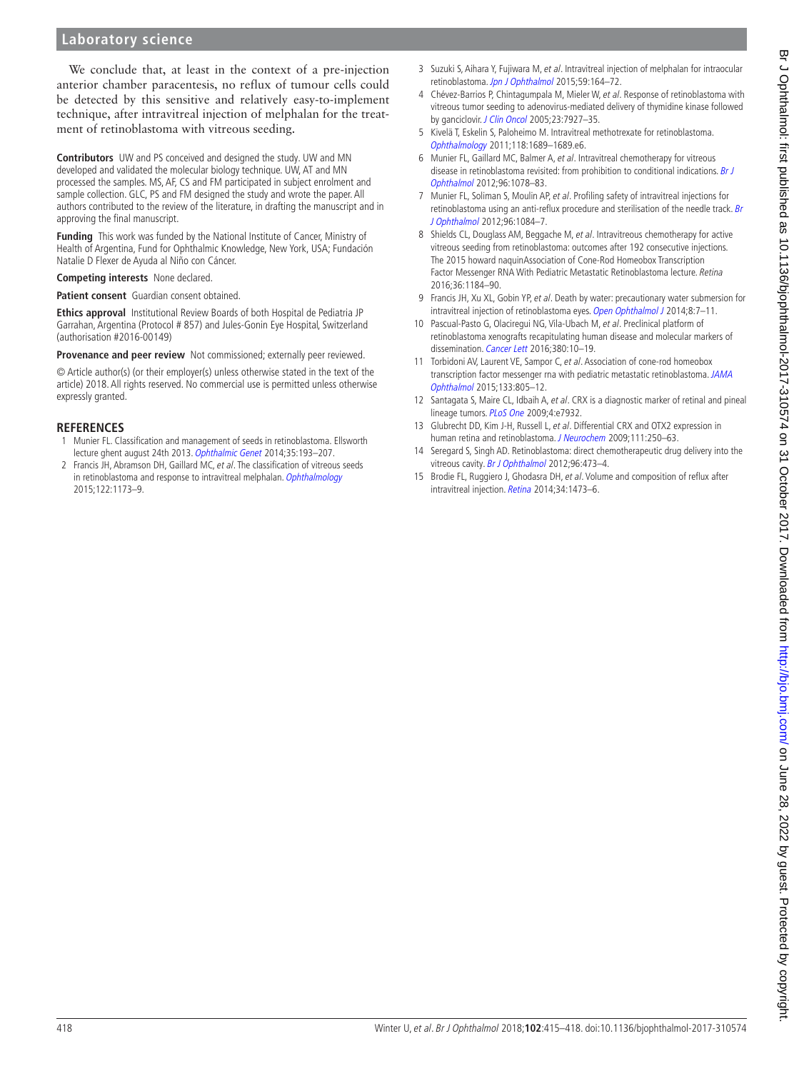We conclude that, at least in the context of a pre-injection anterior chamber paracentesis, no reflux of tumour cells could be detected by this sensitive and relatively easy-to-implement technique, after intravitreal injection of melphalan for the treatment of retinoblastoma with vitreous seeding.

**Contributors** UW and PS conceived and designed the study. UW and MN developed and validated the molecular biology technique. UW, AT and MN processed the samples. MS, AF, CS and FM participated in subject enrolment and sample collection. GLC, PS and FM designed the study and wrote the paper. All authors contributed to the review of the literature, in drafting the manuscript and in approving the final manuscript.

**Funding** This work was funded by the National Institute of Cancer, Ministry of Health of Argentina, Fund for Ophthalmic Knowledge, New York, USA; Fundación Natalie D Flexer de Ayuda al Niño con Cáncer.

**Competing interests** None declared.

**Patient consent** Guardian consent obtained.

**Ethics approval** Institutional Review Boards of both Hospital de Pediatria JP Garrahan, Argentina (Protocol # 857) and Jules-Gonin Eye Hospital, Switzerland (authorisation #2016-00149)

**Provenance and peer review** Not commissioned; externally peer reviewed.

© Article author(s) (or their employer(s) unless otherwise stated in the text of the article) 2018. All rights reserved. No commercial use is permitted unless otherwise expressly granted.

## REFERENCES

1. Munier FL. Classification and management of seeds in retinoblastoma. Ellsworth lecture ghent august 24th 2013. *Ophthalmic Genet* 2014;35:193–207.
2. Francis JH, Abramson DH, Gaillard MC, *et al*. The classification of vitreous seeds in retinoblastoma and response to intravitreal melphalan. *Ophthalmology* 2015;122:1173–9.
3. Suzuki S, Aihara Y, Fujiwara M, *et al*. Intravitreal injection of melphalan for intraocular retinoblastoma. *Jpn J Ophthalmol* 2015;59:164–72.
4. Chévez-Barrios P, Chintagumpala M, Mieler W, *et al*. Response of retinoblastoma with vitreous tumor seeding to adenovirus-mediated delivery of thymidine kinase followed by ganciclovir. *J Clin Oncol* 2005;23:7927–35.
5. Kivelä T, Eskelin S, Paloheimo M. Intravitreal methotrexate for retinoblastoma. *Ophthalmology* 2011;118:1689–1689.e6.
6. Munier FL, Gaillard MC, Balmer A, *et al*. Intravitreal chemotherapy for vitreous disease in retinoblastoma revisited: from prohibition to conditional indications. *Br J Ophthalmol* 2012;96:1078–83.
7. Munier FL, Soliman S, Moulin AP, *et al*. Profiling safety of intravitreal injections for retinoblastoma using an anti-reflux procedure and sterilisation of the needle track. *Br J Ophthalmol* 2012;96:1084–7.
8. Shields CL, Douglass AM, Beggache M, *et al*. Intravitreous chemotherapy for active vitreous seeding from retinoblastoma: outcomes after 192 consecutive injections. The 2015 howard naquinAssociation of Cone-Rod Homeobox Transcription Factor Messenger RNA With Pediatric Metastatic Retinoblastoma lecture. *Retina* 2016;36:1184–90.
9. Francis JH, Xu XL, Gobin YP, *et al*. Death by water: precautionary water submersion for intravitreal injection of retinoblastoma eyes. *Open Ophthalmol J* 2014;8:7–11.
10. Pascual-Pasto G, Olaciregui NG, Vila-Ubach M, *et al*. Preclinical platform of retinoblastoma xenografts recapitulating human disease and molecular markers of dissemination. *Cancer Lett* 2016;380:10–19.
11. Torbidoni AV, Laurent VE, Sampor C, *et al*. Association of cone-rod homeobox transcription factor messenger rna with pediatric metastatic retinoblastoma. *JAMA Ophthalmol* 2015;133:805–12.
12. Santagata S, Maire CL, Idbaih A, *et al*. CRX is a diagnostic marker of retinal and pineal lineage tumors. *PLoS One* 2009;4:e7932.
13. Glubrecht DD, Kim J-H, Russell L, *et al*. Differential CRX and OTX2 expression in human retina and retinoblastoma. *J Neurochem* 2009;111:250–63.
14. Seregard S, Singh AD. Retinoblastoma: direct chemotherapeutic drug delivery into the vitreous cavity. *Br J Ophthalmol* 2012;96:473–4.
15. Brodie FL, Ruggiero J, Ghodasra DH, *et al*. Volume and composition of reflux after intravitreal injection. *Retina* 2014;34:1473–6.